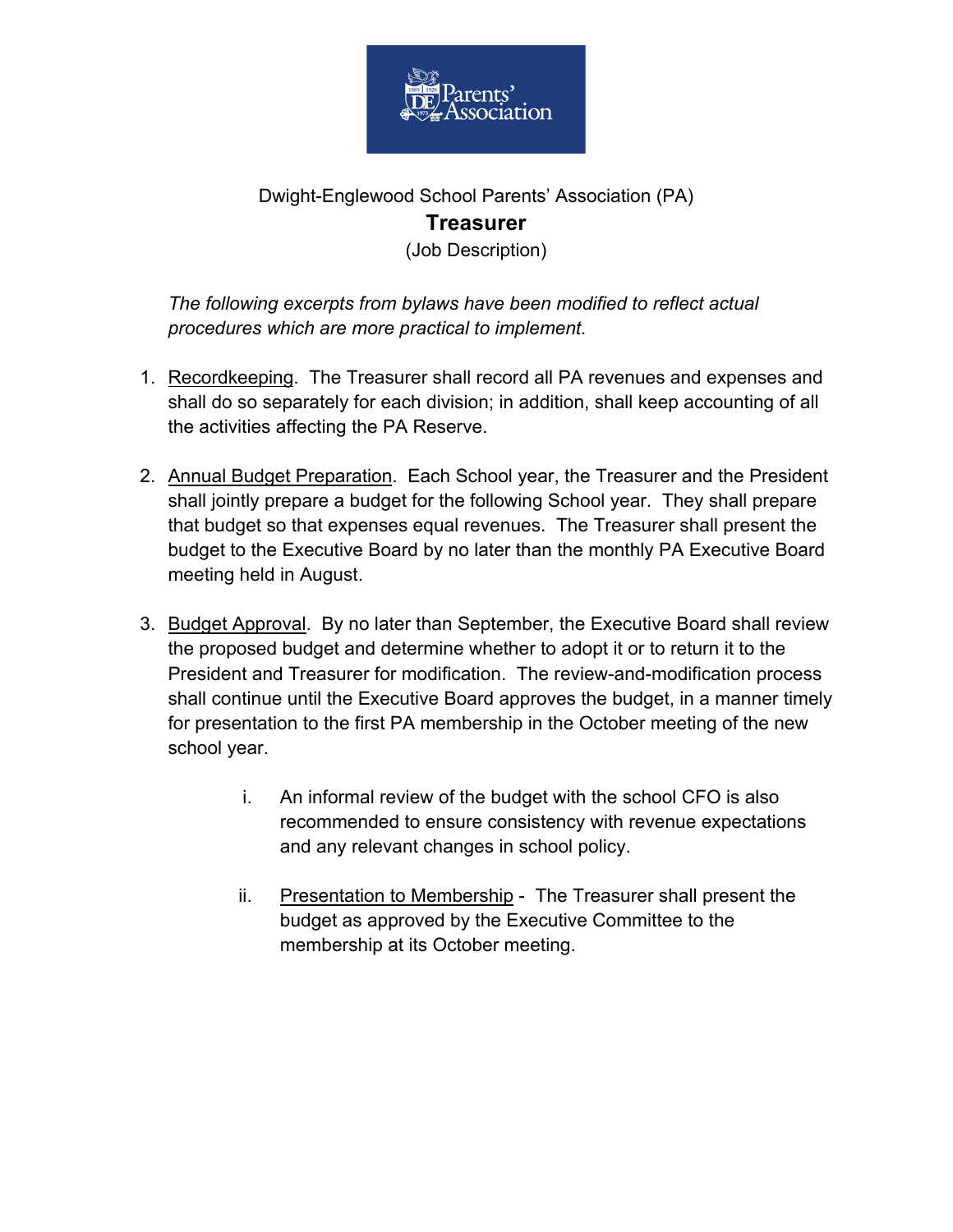Dwight-Englewood School Parents' Association (PA)

# Treasurer

(Job Description)

*The following excerpts from bylaws have been modified to reflect actual procedures which are more practical to implement.*

1. Recordkeeping. The Treasurer shall record all PA revenues and expenses and shall do so separately for each division; in addition, shall keep accounting of all the activities affecting the PA Reserve.

2. Annual Budget Preparation. Each School year, the Treasurer and the President shall jointly prepare a budget for the following School year. They shall prepare that budget so that expenses equal revenues. The Treasurer shall present the budget to the Executive Board by no later than the monthly PA Executive Board meeting held in August.

3. Budget Approval. By no later than September, the Executive Board shall review the proposed budget and determine whether to adopt it or to return it to the President and Treasurer for modification. The review-and-modification process shall continue until the Executive Board approves the budget, in a manner timely for presentation to the first PA membership in the October meeting of the new school year.

   i. An informal review of the budget with the school CFO is also recommended to ensure consistency with revenue expectations and any relevant changes in school policy.

   ii. Presentation to Membership - The Treasurer shall present the budget as approved by the Executive Committee to the membership at its October meeting.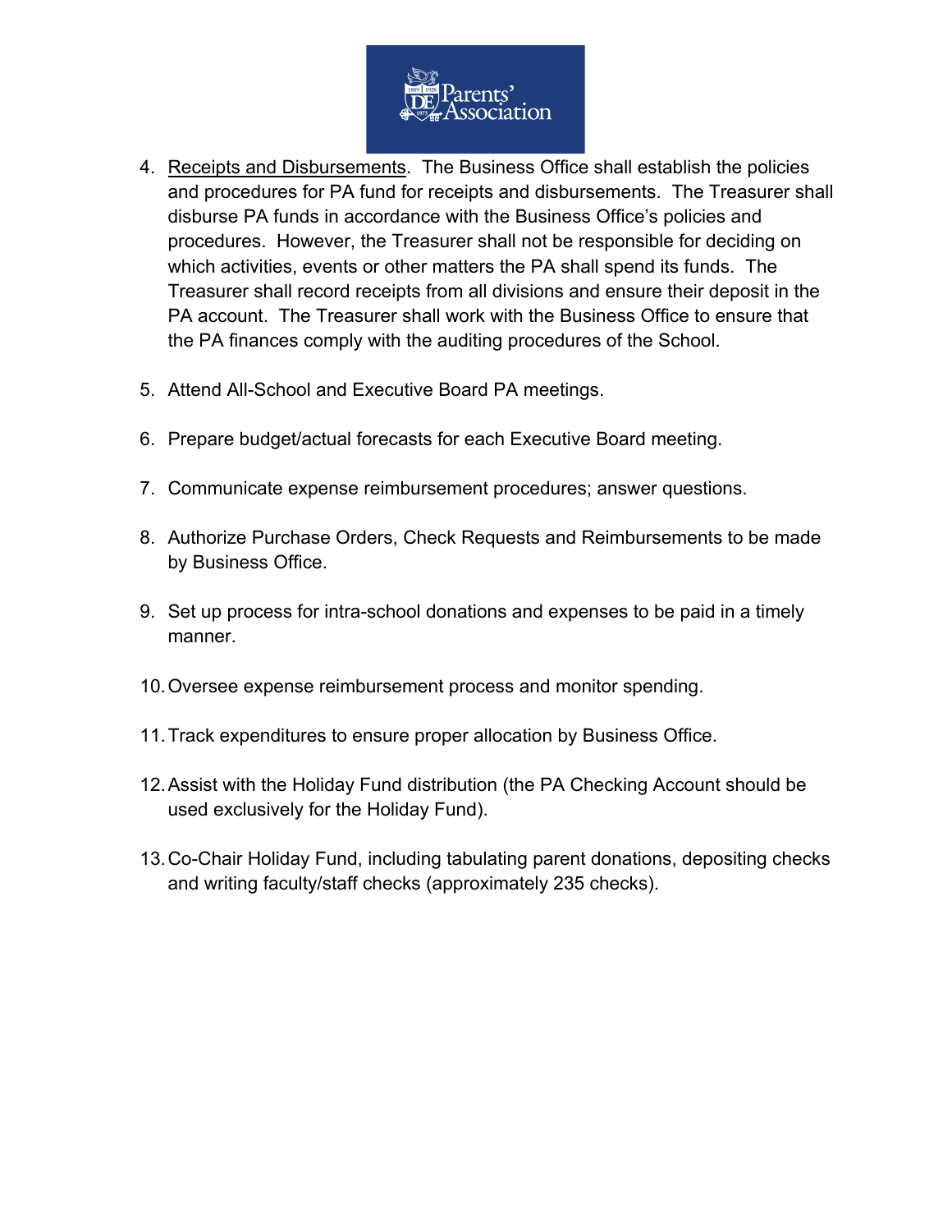4. <u>Receipts and Disbursements</u>. The Business Office shall establish the policies and procedures for PA fund for receipts and disbursements. The Treasurer shall disburse PA funds in accordance with the Business Office's policies and procedures. However, the Treasurer shall not be responsible for deciding on which activities, events or other matters the PA shall spend its funds. The Treasurer shall record receipts from all divisions and ensure their deposit in the PA account. The Treasurer shall work with the Business Office to ensure that the PA finances comply with the auditing procedures of the School.

5. Attend All-School and Executive Board PA meetings.

6. Prepare budget/actual forecasts for each Executive Board meeting.

7. Communicate expense reimbursement procedures; answer questions.

8. Authorize Purchase Orders, Check Requests and Reimbursements to be made by Business Office.

9. Set up process for intra-school donations and expenses to be paid in a timely manner.

10. Oversee expense reimbursement process and monitor spending.

11. Track expenditures to ensure proper allocation by Business Office.

12. Assist with the Holiday Fund distribution (the PA Checking Account should be used exclusively for the Holiday Fund).

13. Co-Chair Holiday Fund, including tabulating parent donations, depositing checks and writing faculty/staff checks (approximately 235 checks).